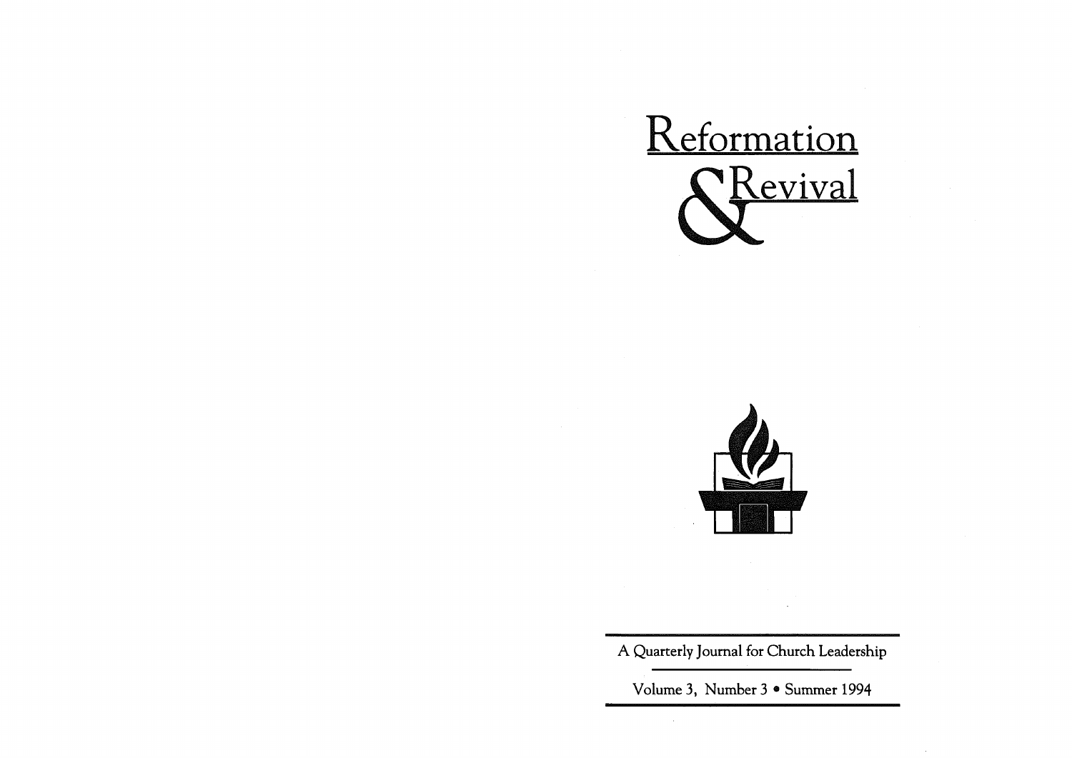# Reformation & Revival

A Quarterly Journal for Church Leadership

Volume 3, Number 3 • Summer 1994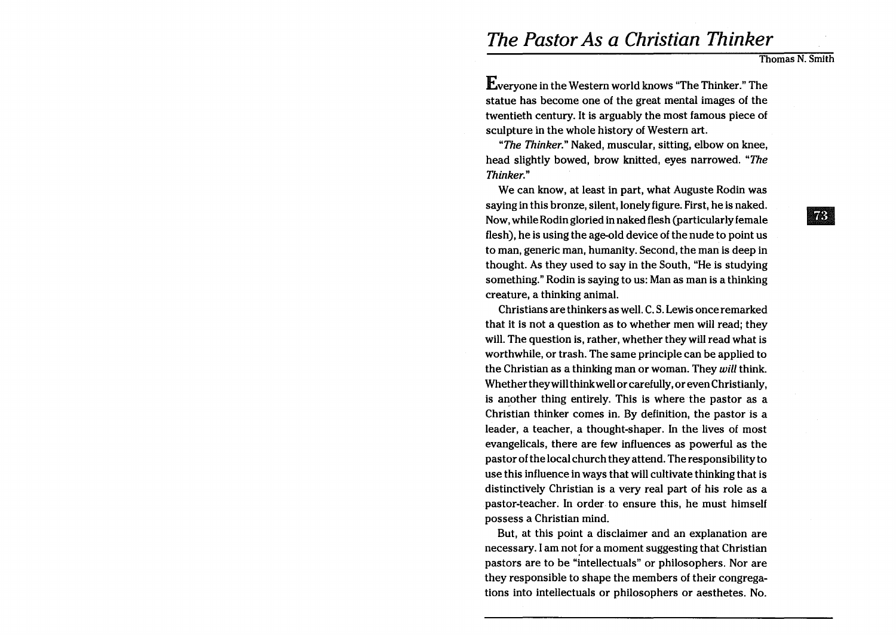# *The Pastor As a Christian Thinker*

Thomas N. Smith

Everyone in the Western world knows "The Thinker." The statue has become one of the great mental images of the twentieth century. It is arguably the most famous piece of sculpture in the whole history of Western art.

"*The Thinker.*" Naked, muscular, sitting, elbow on knee, head slightly bowed, brow knitted, eyes narrowed. "*The Thinker.*"

We can know, at least in part, what Auguste Rodin was saying in this bronze, silent, lonely figure. First, he is naked. Now, while Rodin gloried in naked flesh (particularly female flesh), he is using the age-old device of the nude to point us to man, generic man, humanity. Second, the man is deep in thought. As they used to say in the South, "He is studying something." Rodin is saying to us: Man as man is a thinking creature, a thinking animal.

Christians are thinkers as well. C. S. Lewis once remarked that it is not a question as to whether men will read; they will. The question is, rather, whether they will read what is worthwhile, or trash. The same principle can be applied to the Christian as a thinking man or woman. They *will* think. Whether they will think well or carefully, or even Christianly, is another thing entirely. This is where the pastor as a Christian thinker comes in. By definition, the pastor is a leader, a teacher, a thought-shaper. In the lives of most evangelicals, there are few influences as powerful as the pastor of the local church they attend. The responsibility to use this influence in ways that will cultivate thinking that is distinctively Christian is a very real part of his role as a pastor-teacher. In order to ensure this, he must himself possess a Christian mind.

But, at this point a disclaimer and an explanation are necessary. I am not for a moment suggesting that Christian pastors are to be "intellectuals" or philosophers. Nor are they responsible to shape the members of their congregations into intellectuals or philosophers or aesthetes. No.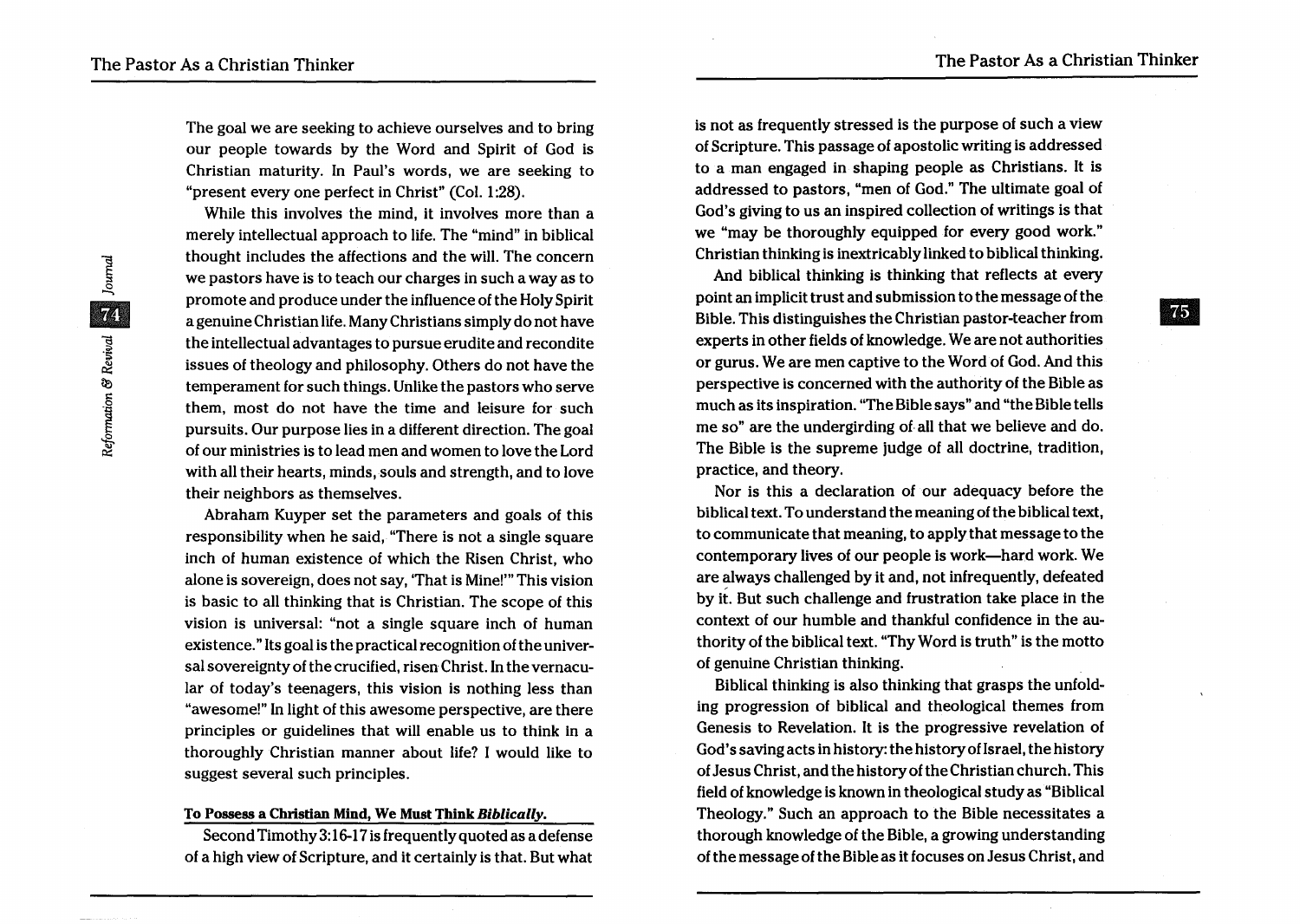The goal we are seeking to achieve ourselves and to bring our people towards by the Word and Spirit of God is Christian maturity. In Paul's words, we are seeking to "present every one perfect in Christ" (Col. 1:28).

While this involves the mind, it involves more than a merely intellectual approach to life. The "mind" in biblical thought includes the affections and the will. The concern we pastors have is to teach our charges in such a way as to promote and produce under the influence of the Holy Spirit a genuine Christian life. Many Christians simply do not have the intellectual advantages to pursue erudite and recondite issues of theology and philosophy. Others do not have the temperament for such things. Unlike the pastors who serve them, most do not have the time and leisure for such pursuits. Our purpose lies in a different direction. The goal of our ministries is to lead men and women to love the Lord with all their hearts, minds, souls and strength, and to love their neighbors as themselves.

Abraham Kuyper set the parameters and goals of this responsibility when he said, "There is not a single square inch of human existence of which the Risen Christ, who alone is sovereign, does not say, 'That is Mine!'" This vision is basic to all thinking that is Christian. The scope of this vision is universal: "not a single square inch of human existence." Its goal is the practical recognition of the universal sovereignty of the crucified, risen Christ. In the vernacular of today's teenagers, this vision is nothing less than "awesome!" In light of this awesome perspective, are there principles or guidelines that will enable us to think in a thoroughly Christian manner about life? I would like to suggest several such principles.

#### To Possess a Christian Mind, We Must Think *Biblically*.

Second Timothy 3:16-17 is frequently quoted as a defense of a high view of Scripture, and it certainly is that. But what is not as frequently stressed is the purpose of such a view of Scripture. This passage of apostolic writing is addressed to a man engaged in shaping people as Christians. It is addressed to pastors, "men of God." The ultimate goal of God's giving to us an inspired collection of writings is that we "may be thoroughly equipped for every good work." Christian thinking is inextricably linked to biblical thinking.

And biblical thinking is thinking that reflects at every point an implicit trust and submission to the message of the Bible. This distinguishes the Christian pastor-teacher from experts in other fields of knowledge. We are not authorities or gurus. We are men captive to the Word of God. And this perspective is concerned with the authority of the Bible as much as its inspiration. "The Bible says" and "the Bible tells me so" are the undergirding of all that we believe and do. The Bible is the supreme judge of all doctrine, tradition, practice, and theory.

Nor is this a declaration of our adequacy before the biblical text. To understand the meaning of the biblical text, to communicate that meaning, to apply that message to the contemporary lives of our people is work—hard work. We are always challenged by it and, not infrequently, defeated by it. But such challenge and frustration take place in the context of our humble and thankful confidence in the authority of the biblical text. "Thy Word is truth" is the motto of genuine Christian thinking.

Biblical thinking is also thinking that grasps the unfolding progression of biblical and theological themes from Genesis to Revelation. It is the progressive revelation of God's saving acts in history: the history of Israel, the history of Jesus Christ, and the history of the Christian church. This field of knowledge is known in theological study as "Biblical Theology." Such an approach to the Bible necessitates a thorough knowledge of the Bible, a growing understanding of the message of the Bible as it focuses on Jesus Christ, and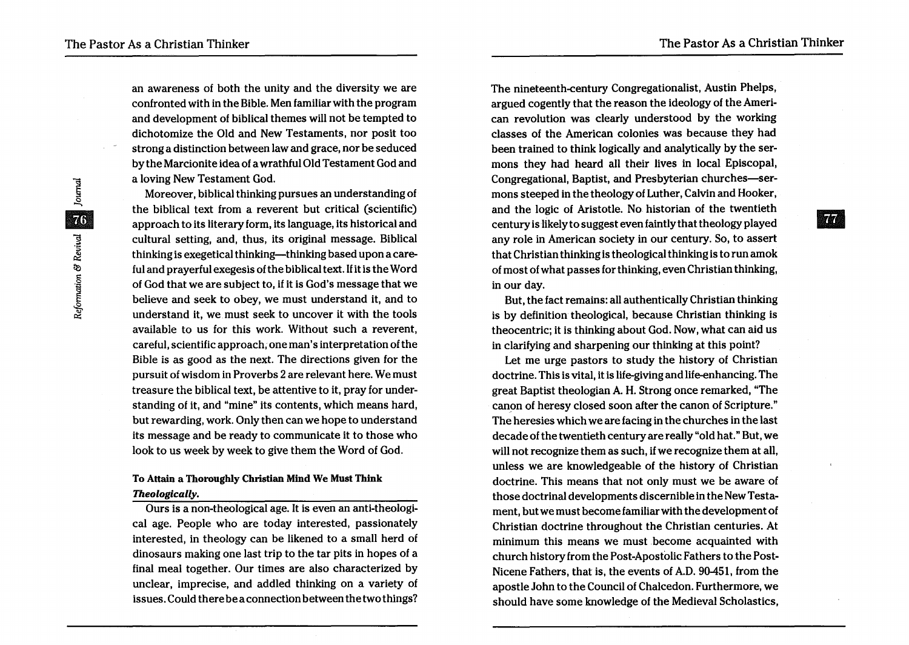an awareness of both the unity and the diversity we are confronted with in the Bible. Men familiar with the program and development of biblical themes will not be tempted to dichotomize the Old and New Testaments, nor posit too strong a distinction between law and grace, nor be seduced by the Marcionite idea of a wrathful Old Testament God and a loving New Testament God.

Moreover, biblical thinking pursues an understanding of the biblical text from a reverent but critical (scientific) approach to its literary form, its language, its historical and cultural setting, and, thus, its original message. Biblical thinking is exegetical thinking—thinking based upon a careful and prayerful exegesis of the biblical text. If it is the Word of God that we are subject to, if it is God's message that we believe and seek to obey, we must understand it, and to understand it, we must seek to uncover it with the tools available to us for this work. Without such a reverent, careful, scientific approach, one man's interpretation of the Bible is as good as the next. The directions given for the pursuit of wisdom in Proverbs 2 are relevant here. We must treasure the biblical text, be attentive to it, pray for understanding of it, and "mine" its contents, which means hard, but rewarding, work. Only then can we hope to understand its message and be ready to communicate it to those who look to us week by week to give them the Word of God.

#### To Attain a Thoroughly Christian Mind We Must Think *Theologically.*

Ours is a non-theological age. It is even an anti-theological age. People who are today interested, passionately interested, in theology can be likened to a small herd of dinosaurs making one last trip to the tar pits in hopes of a final meal together. Our times are also characterized by unclear, imprecise, and addled thinking on a variety of issues. Could there be a connection between the two things? The nineteenth-century Congregationalist, Austin Phelps, argued cogently that the reason the ideology of the American revolution was clearly understood by the working classes of the American colonies was because they had been trained to think logically and analytically by the sermons they had heard all their lives in local Episcopal, Congregational, Baptist, and Presbyterian churches—sermons steeped in the theology of Luther, Calvin and Hooker, and the logic of Aristotle. No historian of the twentieth century is likely to suggest even faintly that theology played any role in American society in our century. So, to assert that Christian thinking is theological thinking is to run amok of most of what passes for thinking, even Christian thinking, in our day.

But, the fact remains: all authentically Christian thinking is by definition theological, because Christian thinking is theocentric; it is thinking about God. Now, what can aid us in clarifying and sharpening our thinking at this point?

Let me urge pastors to study the history of Christian doctrine. This is vital, it is life-giving and life-enhancing. The great Baptist theologian A. H. Strong once remarked, "The canon of heresy closed soon after the canon of Scripture." The heresies which we are facing in the churches in the last decade of the twentieth century are really "old hat." But, we will not recognize them as such, if we recognize them at all, unless we are knowledgeable of the history of Christian doctrine. This means that not only must we be aware of those doctrinal developments discernible in the New Testament, but we must become familiar with the development of Christian doctrine throughout the Christian centuries. At minimum this means we must become acquainted with church history from the Post-Apostolic Fathers to the Post-Nicene Fathers, that is, the events of A.D. 90-451, from the apostle John to the Council of Chalcedon. Furthermore, we should have some knowledge of the Medieval Scholastics,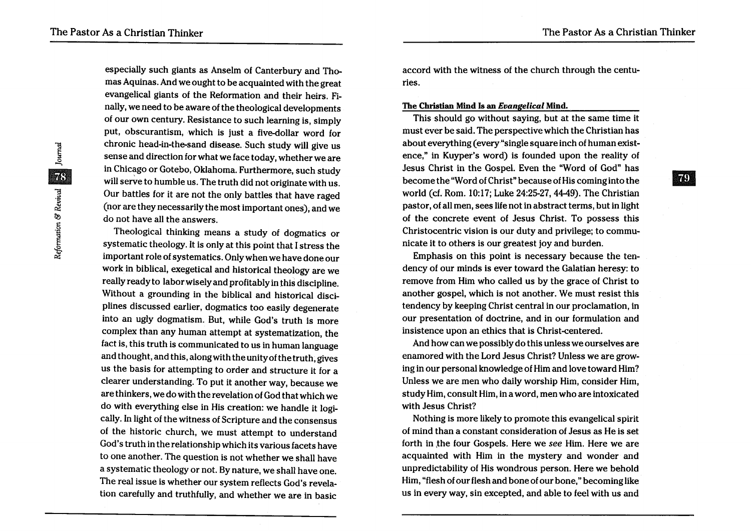especially such giants as Anselm of Canterbury and Thomas Aquinas. And we ought to be acquainted with the great evangelical giants of the Reformation and their heirs. Finally, we need to be aware of the theological developments of our own century. Resistance to such learning is, simply put, obscurantism, which is just a five-dollar word for chronic head-in-the-sand disease. Such study will give us sense and direction for what we face today, whether we are in Chicago or Gotebo, Oklahoma. Furthermore, such study will serve to humble us. The truth did not originate with us. Our battles for it are not the only battles that have raged (nor are they necessarily the most important ones), and we do not have all the answers.

Theological thinking means a study of dogmatics or systematic theology. It is only at this point that I stress the important role of systematics. Only when we have done our work in biblical, exegetical and historical theology are we really ready to labor wisely and profitably in this discipline. Without a grounding in the biblical and historical disciplines discussed earlier, dogmatics too easily degenerate into an ugly dogmatism. But, while God's truth is more complex than any human attempt at systematization, the fact is, this truth is communicated to us in human language and thought, and this, along with the unity of the truth, gives us the basis for attempting to order and structure it for a clearer understanding. To put it another way, because we are thinkers, we do with the revelation of God that which we do with everything else in His creation: we handle it logically. In light of the witness of Scripture and the consensus of the historic church, we must attempt to understand God's truth in the relationship which its various facets have to one another. The question is not whether we shall have a systematic theology or not. By nature, we shall have one. The real issue is whether our system reflects God's revelation carefully and truthfully, and whether we are in basic accord with the witness of the church through the centuries.

### The Christian Mind Is an *Evangelical* Mind.

This should go without saying, but at the same time it must ever be said. The perspective which the Christian has about everything (every "single square inch of human existence," in Kuyper's word) is founded upon the reality of Jesus Christ in the Gospel. Even the "Word of God" has become the "Word of Christ" because of His coming into the world (cf. Rom. 10:17; Luke 24:25-27, 44-49). The Christian pastor, of all men, sees life not in abstract terms, but in light of the concrete event of Jesus Christ. To possess this Christocentric vision is our duty and privilege; to communicate it to others is our greatest joy and burden.

Emphasis on this point is necessary because the tendency of our minds is ever toward the Galatian heresy: to remove from Him who called us by the grace of Christ to another gospel, which is not another. We must resist this tendency by keeping Christ central in our proclamation, in our presentation of doctrine, and in our formulation and insistence upon an ethics that is Christ-centered.

And how can we possibly do this unless we ourselves are enamored with the Lord Jesus Christ? Unless we are growing in our personal knowledge of Him and love toward Him? Unless we are men who daily worship Him, consider Him, study Him, consult Him, in a word, men who are intoxicated with Jesus Christ?

Nothing is more likely to promote this evangelical spirit of mind than a constant consideration of Jesus as He is set forth in the four Gospels. Here we *see* Him. Here we are acquainted with Him in the mystery and wonder and unpredictability of His wondrous person. Here we behold Him, "flesh of our flesh and bone of our bone," becoming like us in every way, sin excepted, and able to feel with us and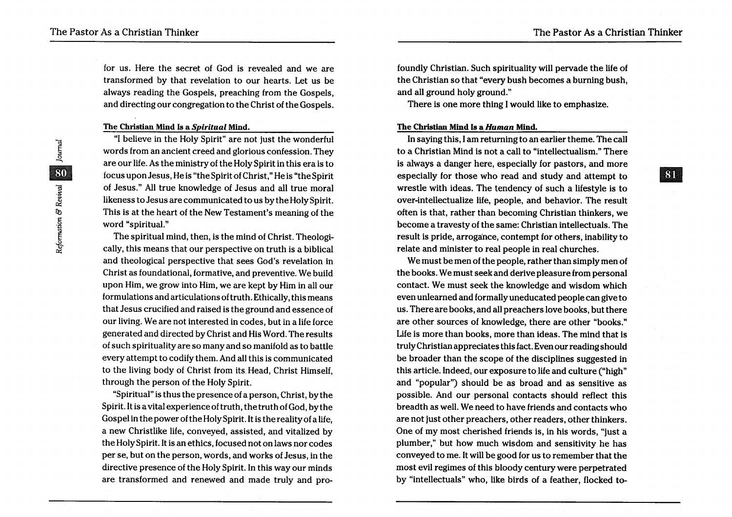for us. Here the secret of God is revealed and we are transformed by that revelation to our hearts. Let us be always reading the Gospels, preaching from the Gospels, and directing our congregation to the Christ of the Gospels.

### The Christian Mind Is a *Spiritual* Mind.

"I believe in the Holy Spirit" are not just the wonderful words from an ancient creed and glorious confession. They are our life. As the ministry of the Holy Spirit in this era is to focus upon Jesus, He is "the Spirit of Christ," He is "the Spirit of Jesus." All true knowledge of Jesus and all true moral likeness to Jesus are communicated to us by the Holy Spirit. This is at the heart of the New Testament's meaning of the word "spiritual."

The spiritual mind, then, is the mind of Christ. Theologically, this means that our perspective on truth is a biblical and theological perspective that sees God's revelation in Christ as foundational, formative, and preventive. We build upon Him, we grow into Him, we are kept by Him in all our formulations and articulations of truth. Ethically, this means that Jesus crucified and raised is the ground and essence of our living. We are not interested in codes, but in a life force generated and directed by Christ and His Word. The results of such spirituality are so many and so manifold as to battle every attempt to codify them. And all this is communicated to the living body of Christ from its Head, Christ Himself, through the person of the Holy Spirit.

"Spiritual" is thus the presence of a person, Christ, by the Spirit. It is a vital experience of truth, the truth of God, by the Gospel in the power of the Holy Spirit. It is the reality of a life, a new Christlike life, conveyed, assisted, and vitalized by the Holy Spirit. It is an ethics, focused not on laws nor codes per se, but on the person, words, and works of Jesus, in the directive presence of the Holy Spirit. In this way our minds are transformed and renewed and made truly and profoundly Christian. Such spirituality will pervade the life of the Christian so that "every bush becomes a burning bush, and all ground holy ground."

There is one more thing I would like to emphasize.

### The Christian Mind Is a *Human* Mind.

In saying this, I am returning to an earlier theme. The call to a Christian Mind is not a call to "intellectualism." There is always a danger here, especially for pastors, and more especially for those who read and study and attempt to wrestle with ideas. The tendency of such a lifestyle is to over-intellectualize life, people, and behavior. The result often is that, rather than becoming Christian thinkers, we become a travesty of the same: Christian intellectuals. The result is pride, arrogance, contempt for others, inability to relate and minister to real people in real churches.

We must be men of the people, rather than simply men of the books. We must seek and derive pleasure from personal contact. We must seek the knowledge and wisdom which even unlearned and formally uneducated people can give to us. There are books, and all preachers love books, but there are other sources of knowledge, there are other "books." Life is more than books, more than ideas. The mind that is truly Christian appreciates this fact. Even our reading should be broader than the scope of the disciplines suggested in this article. Indeed, our exposure to life and culture ("high" and "popular") should be as broad and as sensitive as possible. And our personal contacts should reflect this breadth as well. We need to have friends and contacts who are not just other preachers, other readers, other thinkers. One of my most cherished friends is, in his words, "just a plumber," but how much wisdom and sensitivity he has conveyed to me. It will be good for us to remember that the most evil regimes of this bloody century were perpetrated by "intellectuals" who, like birds of a feather, flocked to-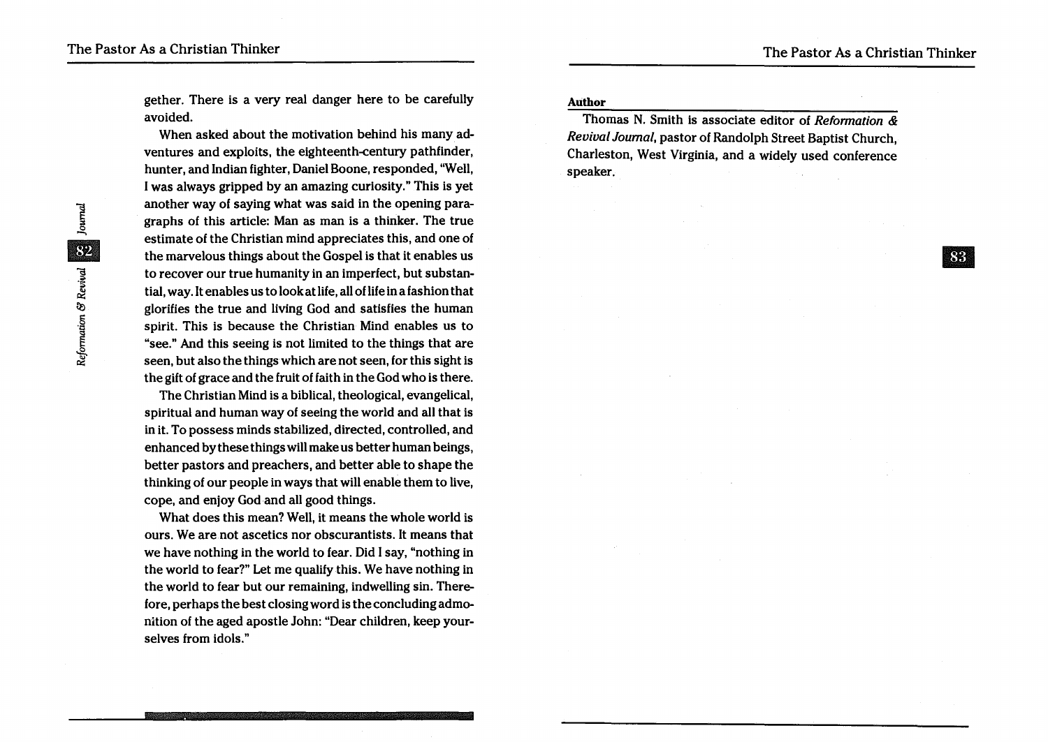gether. There is a very real danger here to be carefully avoided.

When asked about the motivation behind his many adventures and exploits, the eighteenth-century pathfinder, hunter, and Indian fighter, Daniel Boone, responded, "Well, I was always gripped by an amazing curiosity." This is yet another way of saying what was said in the opening paragraphs of this article: Man as man is a thinker. The true estimate of the Christian mind appreciates this, and one of the marvelous things about the Gospel is that it enables us to recover our true humanity in an imperfect, but substantial, way. It enables us to look at life, all of life in a fashion that glorifies the true and living God and satisfies the human spirit. This is because the Christian Mind enables us to "see." And this seeing is not limited to the things that are seen, but also the things which are not seen, for this sight is the gift of grace and the fruit of faith in the God who is there.

The Christian Mind is a biblical, theological, evangelical, spiritual and human way of seeing the world and all that is in it. To possess minds stabilized, directed, controlled, and enhanced by these things will make us better human beings, better pastors and preachers, and better able to shape the thinking of our people in ways that will enable them to live, cope, and enjoy God and all good things.

What does this mean? Well, it means the whole world is ours. We are not ascetics nor obscurantists. It means that we have nothing in the world to fear. Did I say, "nothing in the world to fear?" Let me qualify this. We have nothing in the world to fear but our remaining, indwelling sin. Therefore, perhaps the best closing word is the concluding admonition of the aged apostle John: "Dear children, keep yourselves from idols."

**Author**

Thomas N. Smith is associate editor of *Reformation & Revival Journal*, pastor of Randolph Street Baptist Church, Charleston, West Virginia, and a widely used conference speaker.